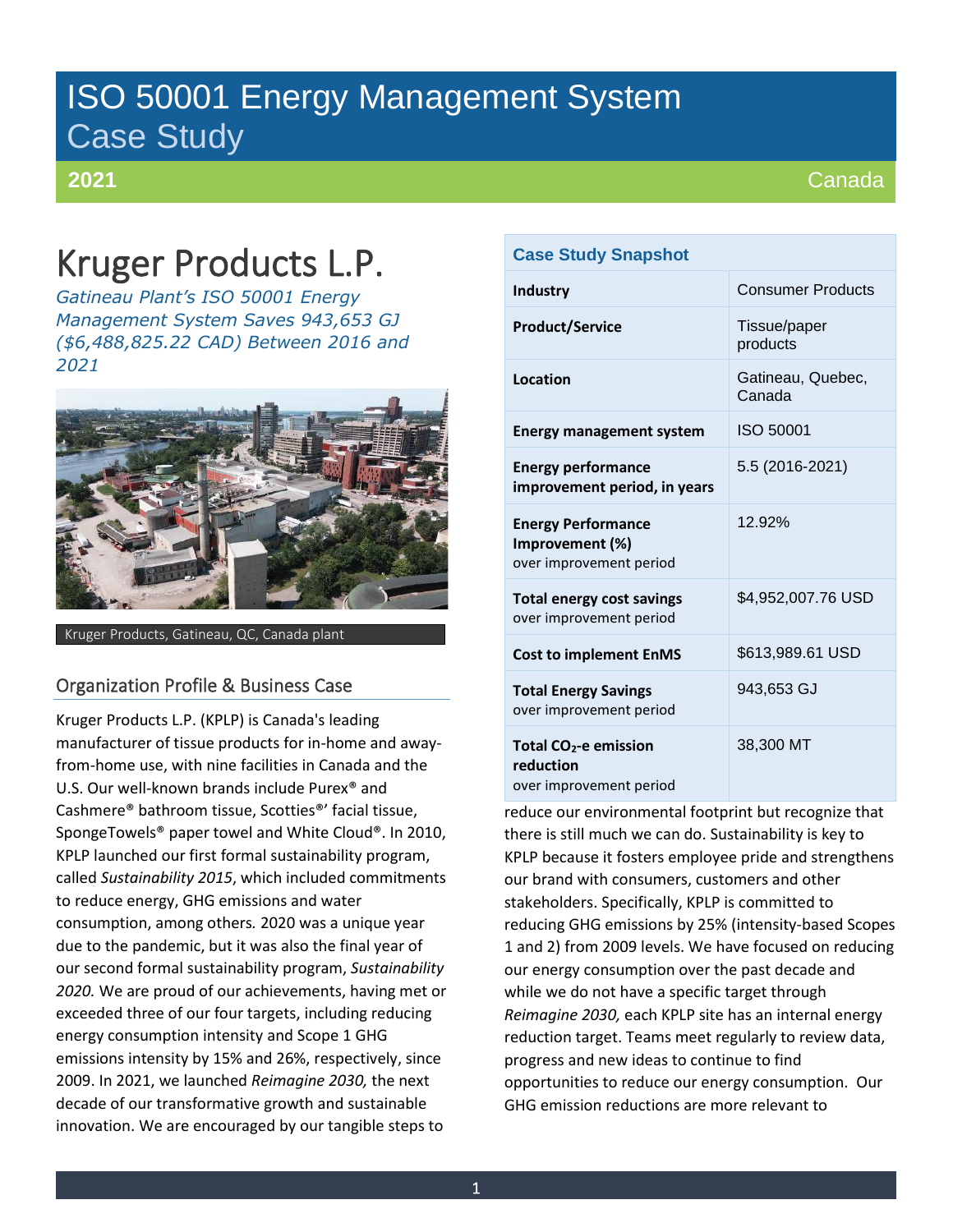# ISO 50001 Energy Management System Case Study

**2021** Canada

# Kruger Products L.P.

*Gatineau Plant's ISO 50001 Energy Management System Saves 943,653 GJ ($6,488,825.22 CAD) Between 2016 and 2021*

Kruger Products, Gatineau, QC, Canada plant

| Case Study Snapshot | |
|---|---|
| **Industry** | Consumer Products |
| **Product/Service** | Tissue/paper products |
| **Location** | Gatineau, Quebec, Canada |
| **Energy management system** | ISO 50001 |
| **Energy performance improvement period, in years** | 5.5 (2016-2021) |
| **Energy Performance Improvement (%)** over improvement period | 12.92% |
| **Total energy cost savings** over improvement period | $4,952,007.76 USD |
| **Cost to implement EnMS** | $613,989.61 USD |
| **Total Energy Savings** over improvement period | 943,653 GJ |
| **Total $CO_2$-e emission reduction** over improvement period | 38,300 MT |

## Organization Profile & Business Case

Kruger Products L.P. (KPLP) is Canada's leading manufacturer of tissue products for in-home and away-from-home use, with nine facilities in Canada and the U.S. Our well-known brands include Purex® and Cashmere® bathroom tissue, Scotties®' facial tissue, SpongeTowels® paper towel and White Cloud®. In 2010, KPLP launched our first formal sustainability program, called *Sustainability 2015*, which included commitments to reduce energy, GHG emissions and water consumption, among others. 2020 was a unique year due to the pandemic, but it was also the final year of our second formal sustainability program, *Sustainability 2020.* We are proud of our achievements, having met or exceeded three of our four targets, including reducing energy consumption intensity and Scope 1 GHG emissions intensity by 15% and 26%, respectively, since 2009. In 2021, we launched *Reimagine 2030,* the next decade of our transformative growth and sustainable innovation. We are encouraged by our tangible steps to reduce our environmental footprint but recognize that there is still much we can do. Sustainability is key to KPLP because it fosters employee pride and strengthens our brand with consumers, customers and other stakeholders. Specifically, KPLP is committed to reducing GHG emissions by 25% (intensity-based Scopes 1 and 2) from 2009 levels. We have focused on reducing our energy consumption over the past decade and while we do not have a specific target through *Reimagine 2030,* each KPLP site has an internal energy reduction target. Teams meet regularly to review data, progress and new ideas to continue to find opportunities to reduce our energy consumption. Our GHG emission reductions are more relevant to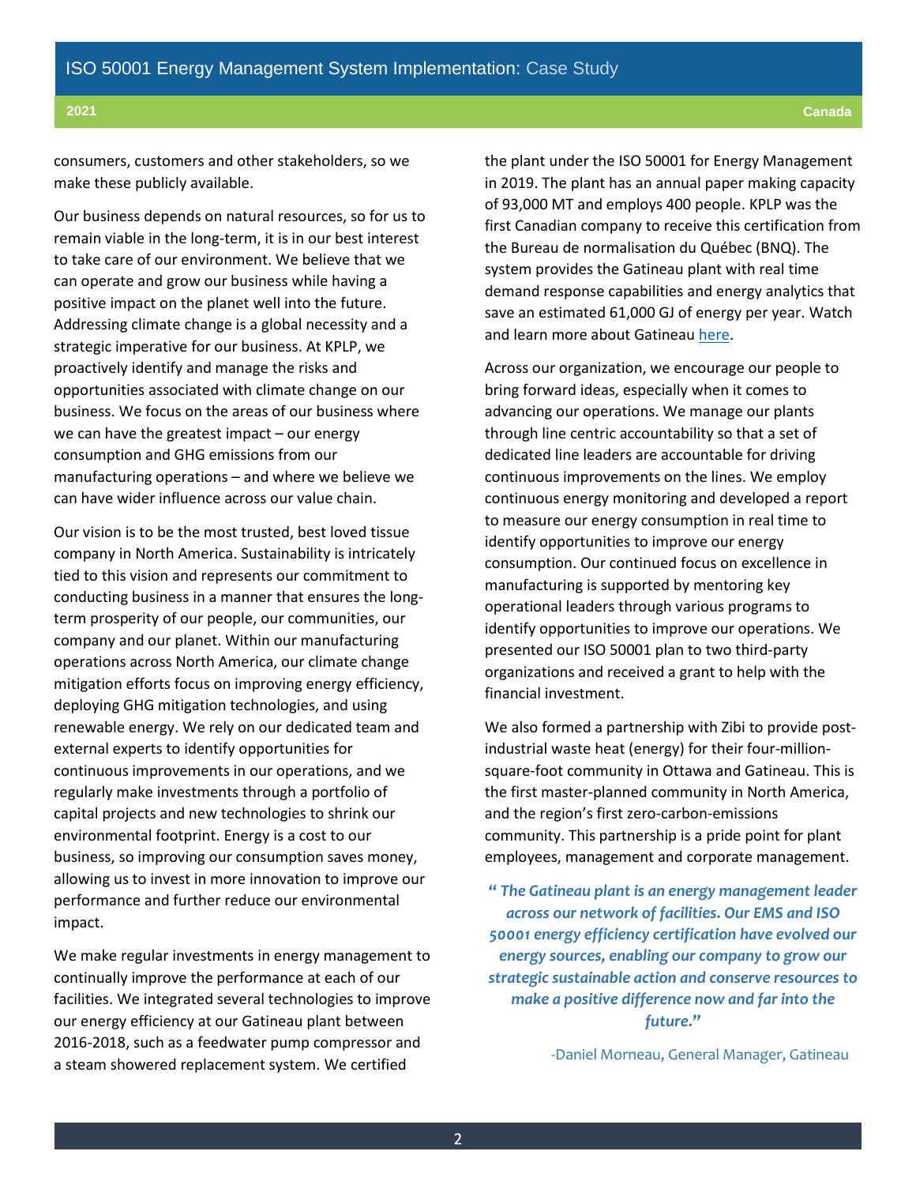consumers, customers and other stakeholders, so we make these publicly available.

Our business depends on natural resources, so for us to remain viable in the long-term, it is in our best interest to take care of our environment. We believe that we can operate and grow our business while having a positive impact on the planet well into the future. Addressing climate change is a global necessity and a strategic imperative for our business. At KPLP, we proactively identify and manage the risks and opportunities associated with climate change on our business. We focus on the areas of our business where we can have the greatest impact – our energy consumption and GHG emissions from our manufacturing operations – and where we believe we can have wider influence across our value chain.

Our vision is to be the most trusted, best loved tissue company in North America. Sustainability is intricately tied to this vision and represents our commitment to conducting business in a manner that ensures the long-term prosperity of our people, our communities, our company and our planet. Within our manufacturing operations across North America, our climate change mitigation efforts focus on improving energy efficiency, deploying GHG mitigation technologies, and using renewable energy. We rely on our dedicated team and external experts to identify opportunities for continuous improvements in our operations, and we regularly make investments through a portfolio of capital projects and new technologies to shrink our environmental footprint. Energy is a cost to our business, so improving our consumption saves money, allowing us to invest in more innovation to improve our performance and further reduce our environmental impact.

We make regular investments in energy management to continually improve the performance at each of our facilities. We integrated several technologies to improve our energy efficiency at our Gatineau plant between 2016-2018, such as a feedwater pump compressor and a steam showered replacement system. We certified the plant under the ISO 50001 for Energy Management in 2019. The plant has an annual paper making capacity of 93,000 MT and employs 400 people. KPLP was the first Canadian company to receive this certification from the Bureau de normalisation du Québec (BNQ). The system provides the Gatineau plant with real time demand response capabilities and energy analytics that save an estimated 61,000 GJ of energy per year. Watch and learn more about Gatineau [here](#).

Across our organization, we encourage our people to bring forward ideas, especially when it comes to advancing our operations. We manage our plants through line centric accountability so that a set of dedicated line leaders are accountable for driving continuous improvements on the lines. We employ continuous energy monitoring and developed a report to measure our energy consumption in real time to identify opportunities to improve our energy consumption. Our continued focus on excellence in manufacturing is supported by mentoring key operational leaders through various programs to identify opportunities to improve our operations. We presented our ISO 50001 plan to two third-party organizations and received a grant to help with the financial investment.

We also formed a partnership with Zibi to provide post-industrial waste heat (energy) for their four-million-square-foot community in Ottawa and Gatineau. This is the first master-planned community in North America, and the region's first zero-carbon-emissions community. This partnership is a pride point for plant employees, management and corporate management.

> ***" The Gatineau plant is an energy management leader across our network of facilities. Our EMS and ISO 50001 energy efficiency certification have evolved our energy sources, enabling our company to grow our strategic sustainable action and conserve resources to make a positive difference now and far into the future."***
>
> -Daniel Morneau, General Manager, Gatineau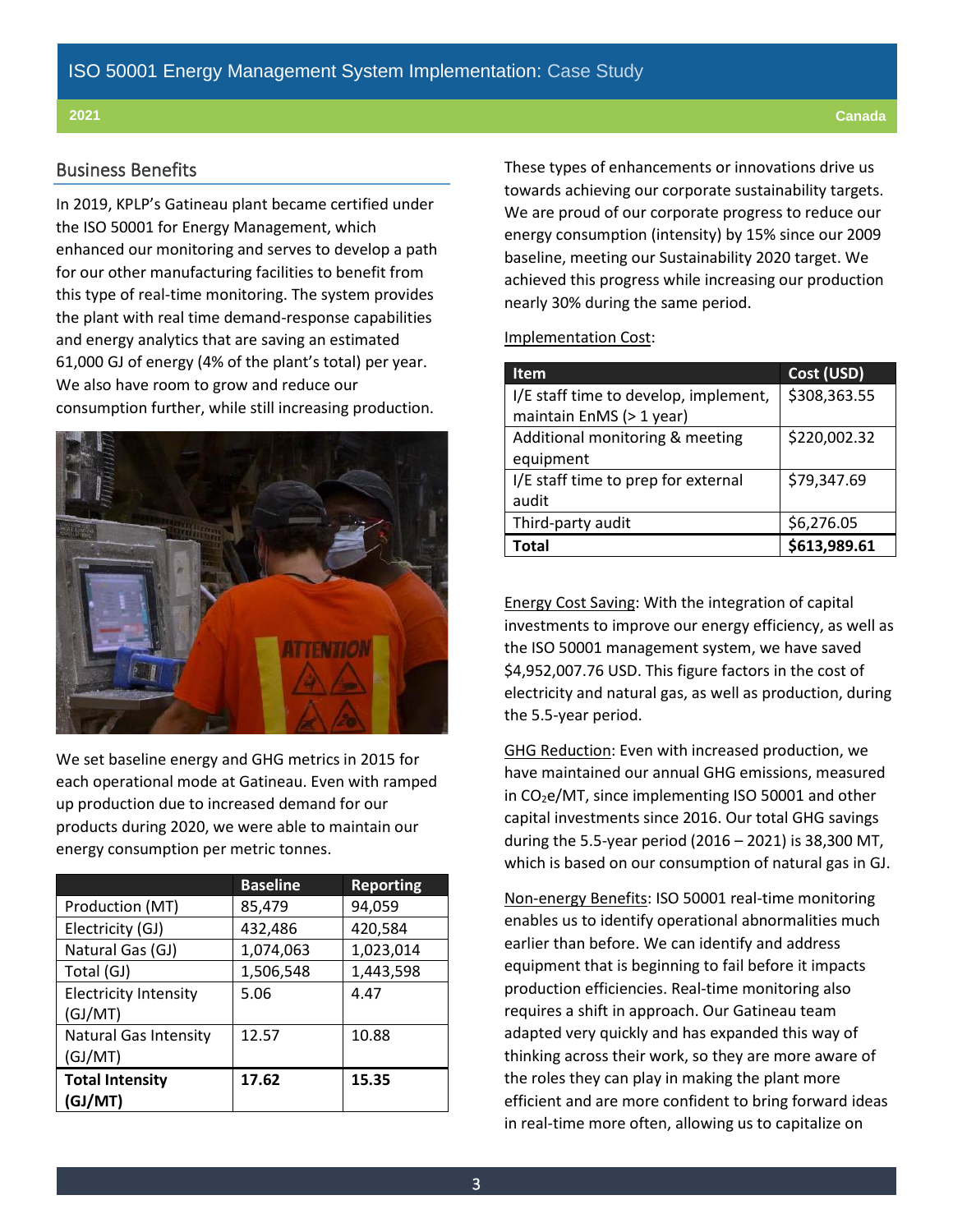## Business Benefits

In 2019, KPLP's Gatineau plant became certified under the ISO 50001 for Energy Management, which enhanced our monitoring and serves to develop a path for our other manufacturing facilities to benefit from this type of real-time monitoring. The system provides the plant with real time demand-response capabilities and energy analytics that are saving an estimated 61,000 GJ of energy (4% of the plant's total) per year. We also have room to grow and reduce our consumption further, while still increasing production.

We set baseline energy and GHG metrics in 2015 for each operational mode at Gatineau. Even with ramped up production due to increased demand for our products during 2020, we were able to maintain our energy consumption per metric tonnes.

| | Baseline | Reporting |
|---|---|---|
| Production (MT) | 85,479 | 94,059 |
| Electricity (GJ) | 432,486 | 420,584 |
| Natural Gas (GJ) | 1,074,063 | 1,023,014 |
| Total (GJ) | 1,506,548 | 1,443,598 |
| Electricity Intensity (GJ/MT) | 5.06 | 4.47 |
| Natural Gas Intensity (GJ/MT) | 12.57 | 10.88 |
| **Total Intensity (GJ/MT)** | **17.62** | **15.35** |

These types of enhancements or innovations drive us towards achieving our corporate sustainability targets. We are proud of our corporate progress to reduce our energy consumption (intensity) by 15% since our 2009 baseline, meeting our Sustainability 2020 target. We achieved this progress while increasing our production nearly 30% during the same period.

Implementation Cost:

| Item | Cost (USD) |
|---|---|
| I/E staff time to develop, implement, maintain EnMS (> 1 year) | $308,363.55 |
| Additional monitoring & meeting equipment | $220,002.32 |
| I/E staff time to prep for external audit | $79,347.69 |
| Third-party audit | $6,276.05 |
| **Total** | **$613,989.61** |

Energy Cost Saving: With the integration of capital investments to improve our energy efficiency, as well as the ISO 50001 management system, we have saved $4,952,007.76 USD. This figure factors in the cost of electricity and natural gas, as well as production, during the 5.5-year period.

GHG Reduction: Even with increased production, we have maintained our annual GHG emissions, measured in $CO_2e$/MT, since implementing ISO 50001 and other capital investments since 2016. Our total GHG savings during the 5.5-year period (2016 – 2021) is 38,300 MT, which is based on our consumption of natural gas in GJ.

Non-energy Benefits: ISO 50001 real-time monitoring enables us to identify operational abnormalities much earlier than before. We can identify and address equipment that is beginning to fail before it impacts production efficiencies. Real-time monitoring also requires a shift in approach. Our Gatineau team adapted very quickly and has expanded this way of thinking across their work, so they are more aware of the roles they can play in making the plant more efficient and are more confident to bring forward ideas in real-time more often, allowing us to capitalize on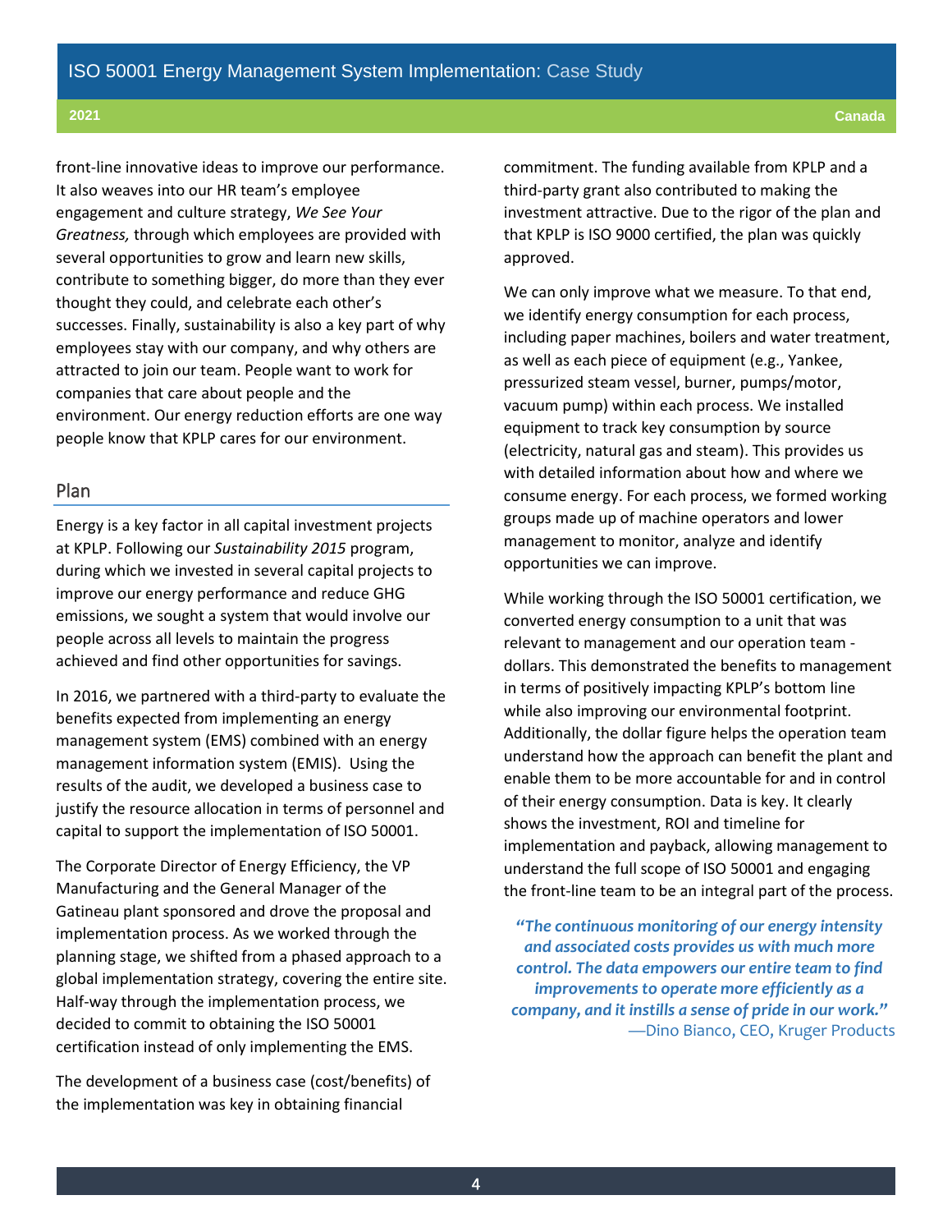front-line innovative ideas to improve our performance. It also weaves into our HR team's employee engagement and culture strategy, *We See Your Greatness,* through which employees are provided with several opportunities to grow and learn new skills, contribute to something bigger, do more than they ever thought they could, and celebrate each other's successes. Finally, sustainability is also a key part of why employees stay with our company, and why others are attracted to join our team. People want to work for companies that care about people and the environment. Our energy reduction efforts are one way people know that KPLP cares for our environment.

## Plan

Energy is a key factor in all capital investment projects at KPLP. Following our *Sustainability 2015* program, during which we invested in several capital projects to improve our energy performance and reduce GHG emissions, we sought a system that would involve our people across all levels to maintain the progress achieved and find other opportunities for savings.

In 2016, we partnered with a third-party to evaluate the benefits expected from implementing an energy management system (EMS) combined with an energy management information system (EMIS). Using the results of the audit, we developed a business case to justify the resource allocation in terms of personnel and capital to support the implementation of ISO 50001.

The Corporate Director of Energy Efficiency, the VP Manufacturing and the General Manager of the Gatineau plant sponsored and drove the proposal and implementation process. As we worked through the planning stage, we shifted from a phased approach to a global implementation strategy, covering the entire site. Half-way through the implementation process, we decided to commit to obtaining the ISO 50001 certification instead of only implementing the EMS.

The development of a business case (cost/benefits) of the implementation was key in obtaining financial commitment. The funding available from KPLP and a third-party grant also contributed to making the investment attractive. Due to the rigor of the plan and that KPLP is ISO 9000 certified, the plan was quickly approved.

We can only improve what we measure. To that end, we identify energy consumption for each process, including paper machines, boilers and water treatment, as well as each piece of equipment (e.g., Yankee, pressurized steam vessel, burner, pumps/motor, vacuum pump) within each process. We installed equipment to track key consumption by source (electricity, natural gas and steam). This provides us with detailed information about how and where we consume energy. For each process, we formed working groups made up of machine operators and lower management to monitor, analyze and identify opportunities we can improve.

While working through the ISO 50001 certification, we converted energy consumption to a unit that was relevant to management and our operation team - dollars. This demonstrated the benefits to management in terms of positively impacting KPLP's bottom line while also improving our environmental footprint. Additionally, the dollar figure helps the operation team understand how the approach can benefit the plant and enable them to be more accountable for and in control of their energy consumption. Data is key. It clearly shows the investment, ROI and timeline for implementation and payback, allowing management to understand the full scope of ISO 50001 and engaging the front-line team to be an integral part of the process.

> ***"The continuous monitoring of our energy intensity and associated costs provides us with much more control. The data empowers our entire team to find improvements to operate more efficiently as a company, and it instills a sense of pride in our work."***
> —Dino Bianco, CEO, Kruger Products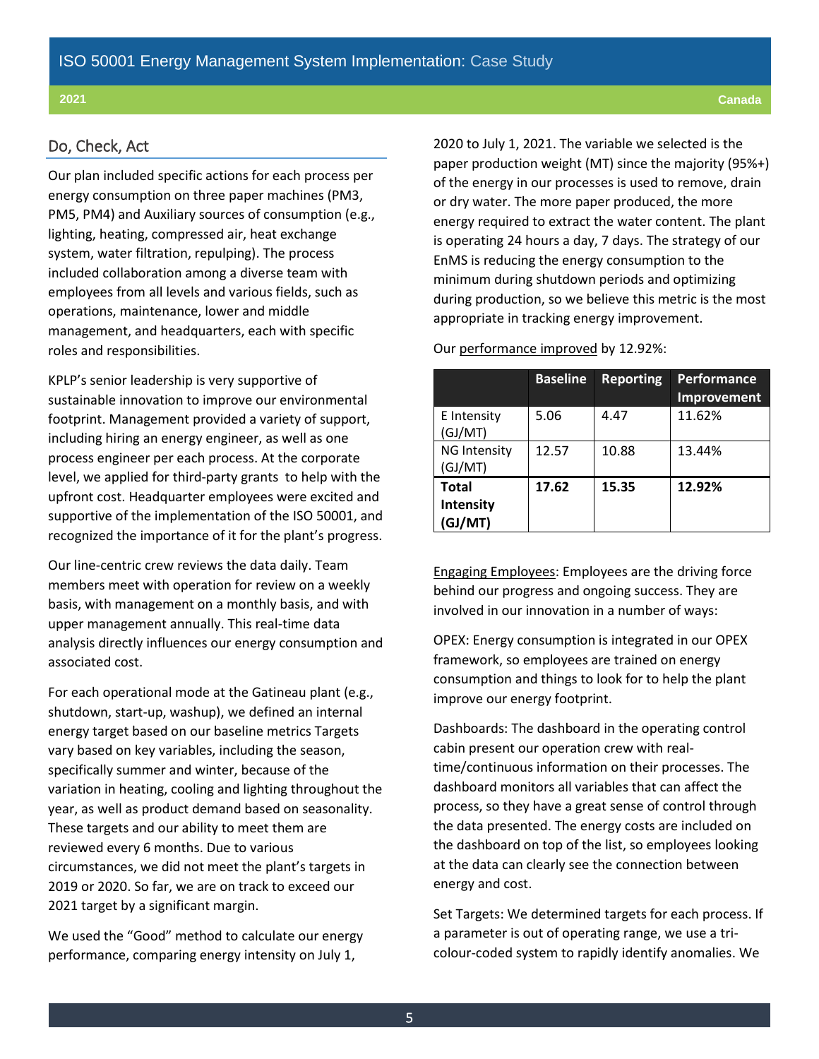## Do, Check, Act

Our plan included specific actions for each process per energy consumption on three paper machines (PM3, PM5, PM4) and Auxiliary sources of consumption (e.g., lighting, heating, compressed air, heat exchange system, water filtration, repulping). The process included collaboration among a diverse team with employees from all levels and various fields, such as operations, maintenance, lower and middle management, and headquarters, each with specific roles and responsibilities.

KPLP's senior leadership is very supportive of sustainable innovation to improve our environmental footprint. Management provided a variety of support, including hiring an energy engineer, as well as one process engineer per each process. At the corporate level, we applied for third-party grants to help with the upfront cost. Headquarter employees were excited and supportive of the implementation of the ISO 50001, and recognized the importance of it for the plant's progress.

Our line-centric crew reviews the data daily. Team members meet with operation for review on a weekly basis, with management on a monthly basis, and with upper management annually. This real-time data analysis directly influences our energy consumption and associated cost.

For each operational mode at the Gatineau plant (e.g., shutdown, start-up, washup), we defined an internal energy target based on our baseline metrics Targets vary based on key variables, including the season, specifically summer and winter, because of the variation in heating, cooling and lighting throughout the year, as well as product demand based on seasonality. These targets and our ability to meet them are reviewed every 6 months. Due to various circumstances, we did not meet the plant's targets in 2019 or 2020. So far, we are on track to exceed our 2021 target by a significant margin.

We used the "Good" method to calculate our energy performance, comparing energy intensity on July 1, 2020 to July 1, 2021. The variable we selected is the paper production weight (MT) since the majority (95%+) of the energy in our processes is used to remove, drain or dry water. The more paper produced, the more energy required to extract the water content. The plant is operating 24 hours a day, 7 days. The strategy of our EnMS is reducing the energy consumption to the minimum during shutdown periods and optimizing during production, so we believe this metric is the most appropriate in tracking energy improvement.

Our performance improved by 12.92%:

| | Baseline | Reporting | Performance Improvement |
|---|---|---|---|
| E Intensity (GJ/MT) | 5.06 | 4.47 | 11.62% |
| NG Intensity (GJ/MT) | 12.57 | 10.88 | 13.44% |
| **Total Intensity (GJ/MT)** | **17.62** | **15.35** | **12.92%** |

Engaging Employees: Employees are the driving force behind our progress and ongoing success. They are involved in our innovation in a number of ways:

OPEX: Energy consumption is integrated in our OPEX framework, so employees are trained on energy consumption and things to look for to help the plant improve our energy footprint.

Dashboards: The dashboard in the operating control cabin present our operation crew with real-time/continuous information on their processes. The dashboard monitors all variables that can affect the process, so they have a great sense of control through the data presented. The energy costs are included on the dashboard on top of the list, so employees looking at the data can clearly see the connection between energy and cost.

Set Targets: We determined targets for each process. If a parameter is out of operating range, we use a tri-colour-coded system to rapidly identify anomalies. We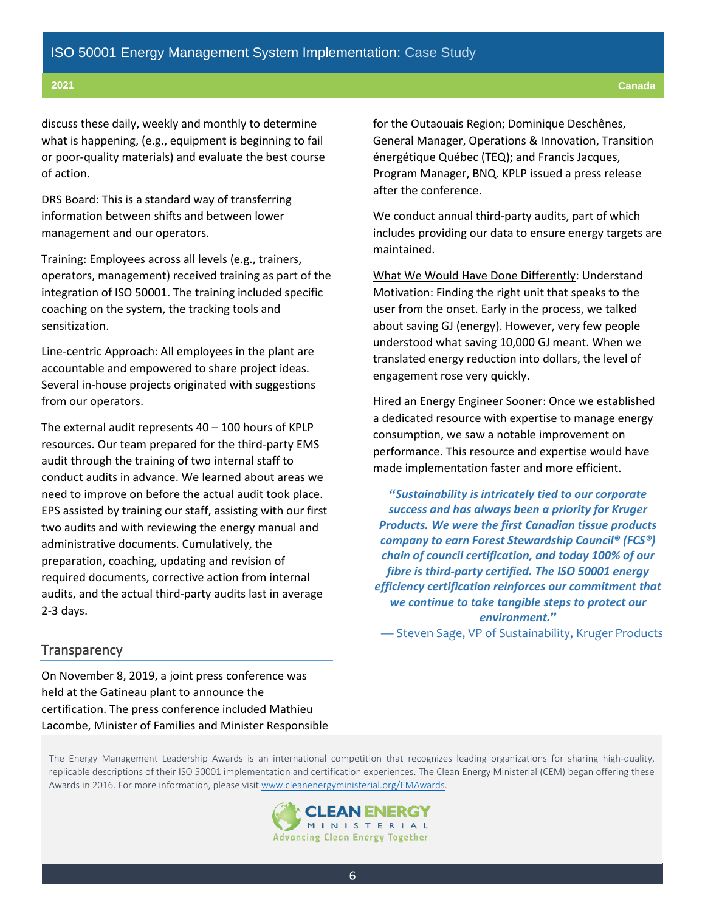discuss these daily, weekly and monthly to determine what is happening, (e.g., equipment is beginning to fail or poor-quality materials) and evaluate the best course of action.

DRS Board: This is a standard way of transferring information between shifts and between lower management and our operators.

Training: Employees across all levels (e.g., trainers, operators, management) received training as part of the integration of ISO 50001. The training included specific coaching on the system, the tracking tools and sensitization.

Line-centric Approach: All employees in the plant are accountable and empowered to share project ideas. Several in-house projects originated with suggestions from our operators.

The external audit represents 40 – 100 hours of KPLP resources. Our team prepared for the third-party EMS audit through the training of two internal staff to conduct audits in advance. We learned about areas we need to improve on before the actual audit took place. EPS assisted by training our staff, assisting with our first two audits and with reviewing the energy manual and administrative documents. Cumulatively, the preparation, coaching, updating and revision of required documents, corrective action from internal audits, and the actual third-party audits last in average 2-3 days.

## Transparency

On November 8, 2019, a joint press conference was held at the Gatineau plant to announce the certification. The press conference included Mathieu Lacombe, Minister of Families and Minister Responsible for the Outaouais Region; Dominique Deschênes, General Manager, Operations & Innovation, Transition énergétique Québec (TEQ); and Francis Jacques, Program Manager, BNQ. KPLP issued a press release after the conference.

We conduct annual third-party audits, part of which includes providing our data to ensure energy targets are maintained.

What We Would Have Done Differently: Understand Motivation: Finding the right unit that speaks to the user from the onset. Early in the process, we talked about saving GJ (energy). However, very few people understood what saving 10,000 GJ meant. When we translated energy reduction into dollars, the level of engagement rose very quickly.

Hired an Energy Engineer Sooner: Once we established a dedicated resource with expertise to manage energy consumption, we saw a notable improvement on performance. This resource and expertise would have made implementation faster and more efficient.

> ***"Sustainability is intricately tied to our corporate success and has always been a priority for Kruger Products. We were the first Canadian tissue products company to earn Forest Stewardship Council® (FCS®) chain of council certification, and today 100% of our fibre is third-party certified. The ISO 50001 energy efficiency certification reinforces our commitment that we continue to take tangible steps to protect our environment."***
>
> — Steven Sage, VP of Sustainability, Kruger Products

The Energy Management Leadership Awards is an international competition that recognizes leading organizations for sharing high-quality, replicable descriptions of their ISO 50001 implementation and certification experiences. The Clean Energy Ministerial (CEM) began offering these Awards in 2016. For more information, please visit www.cleanenergyministerial.org/EMAwards.

CLEAN ENERGY MINISTERIAL
Advancing Clean Energy Together